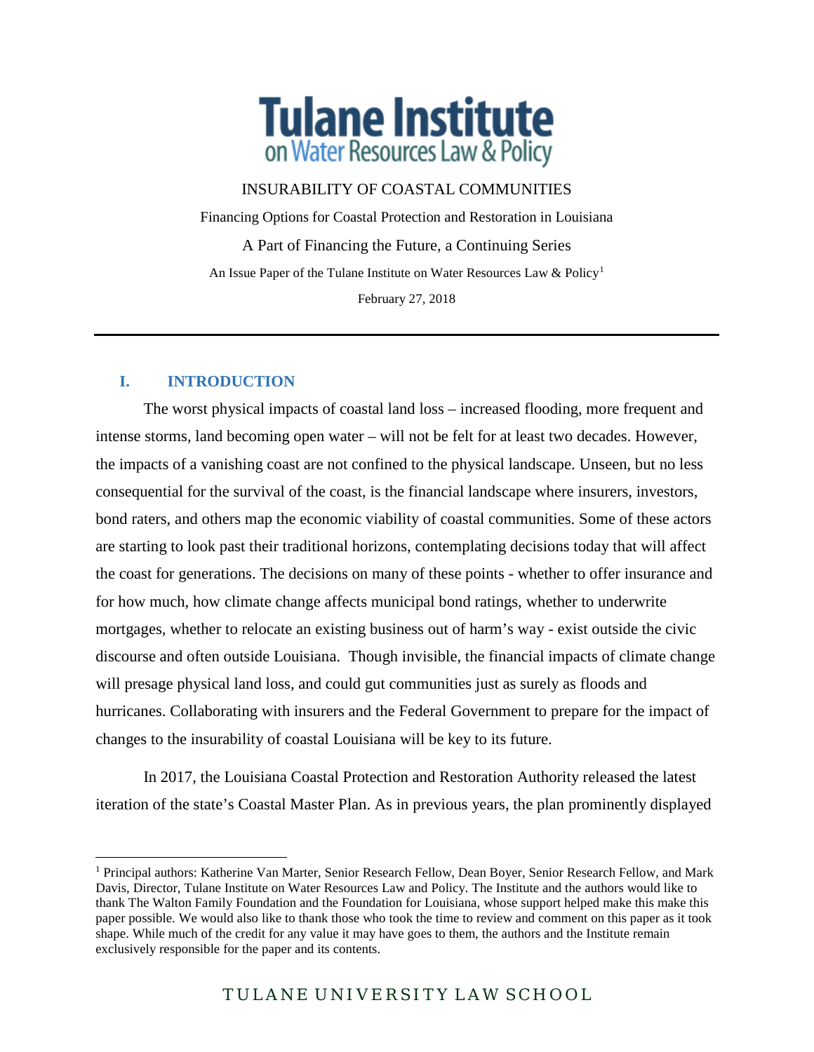# Tulane Institute on Water Resources Law & Policy

INSURABILITY OF COASTAL COMMUNITIES

Financing Options for Coastal Protection and Restoration in Louisiana

A Part of Financing the Future, a Continuing Series

An Issue Paper of the Tulane Institute on Water Resources Law & Policy[1]

February 27, 2018

---

## I. INTRODUCTION

The worst physical impacts of coastal land loss – increased flooding, more frequent and intense storms, land becoming open water – will not be felt for at least two decades. However, the impacts of a vanishing coast are not confined to the physical landscape. Unseen, but no less consequential for the survival of the coast, is the financial landscape where insurers, investors, bond raters, and others map the economic viability of coastal communities. Some of these actors are starting to look past their traditional horizons, contemplating decisions today that will affect the coast for generations. The decisions on many of these points - whether to offer insurance and for how much, how climate change affects municipal bond ratings, whether to underwrite mortgages, whether to relocate an existing business out of harm's way - exist outside the civic discourse and often outside Louisiana. Though invisible, the financial impacts of climate change will presage physical land loss, and could gut communities just as surely as floods and hurricanes. Collaborating with insurers and the Federal Government to prepare for the impact of changes to the insurability of coastal Louisiana will be key to its future.

In 2017, the Louisiana Coastal Protection and Restoration Authority released the latest iteration of the state's Coastal Master Plan. As in previous years, the plan prominently displayed

---

[1] Principal authors: Katherine Van Marter, Senior Research Fellow, Dean Boyer, Senior Research Fellow, and Mark Davis, Director, Tulane Institute on Water Resources Law and Policy. The Institute and the authors would like to thank The Walton Family Foundation and the Foundation for Louisiana, whose support helped make this make this paper possible. We would also like to thank those who took the time to review and comment on this paper as it took shape. While much of the credit for any value it may have goes to them, the authors and the Institute remain exclusively responsible for the paper and its contents.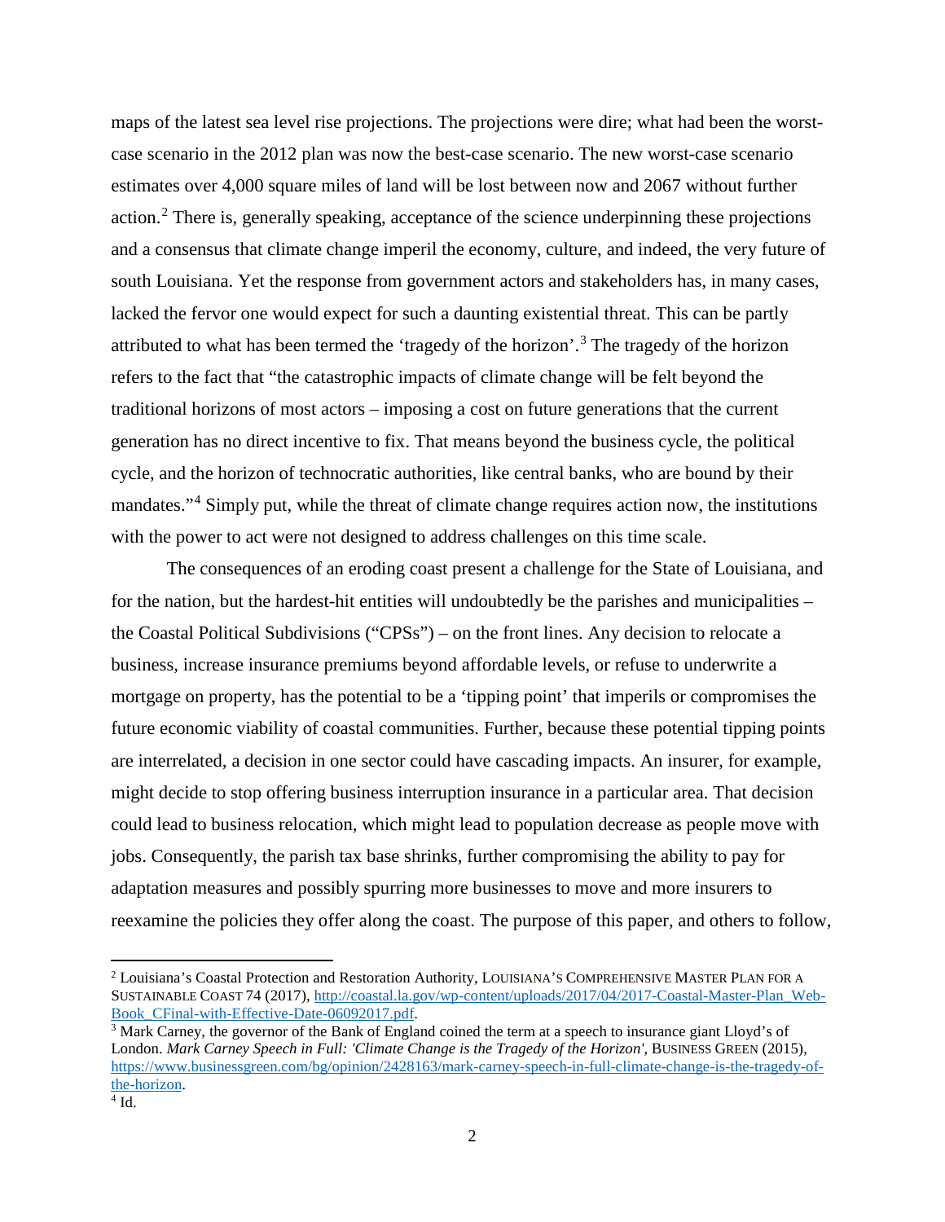maps of the latest sea level rise projections. The projections were dire; what had been the worst-case scenario in the 2012 plan was now the best-case scenario. The new worst-case scenario estimates over 4,000 square miles of land will be lost between now and 2067 without further action.[2] There is, generally speaking, acceptance of the science underpinning these projections and a consensus that climate change imperil the economy, culture, and indeed, the very future of south Louisiana. Yet the response from government actors and stakeholders has, in many cases, lacked the fervor one would expect for such a daunting existential threat. This can be partly attributed to what has been termed the 'tragedy of the horizon'.[3] The tragedy of the horizon refers to the fact that "the catastrophic impacts of climate change will be felt beyond the traditional horizons of most actors – imposing a cost on future generations that the current generation has no direct incentive to fix. That means beyond the business cycle, the political cycle, and the horizon of technocratic authorities, like central banks, who are bound by their mandates."[4] Simply put, while the threat of climate change requires action now, the institutions with the power to act were not designed to address challenges on this time scale.

The consequences of an eroding coast present a challenge for the State of Louisiana, and for the nation, but the hardest-hit entities will undoubtedly be the parishes and municipalities – the Coastal Political Subdivisions ("CPSs") – on the front lines. Any decision to relocate a business, increase insurance premiums beyond affordable levels, or refuse to underwrite a mortgage on property, has the potential to be a 'tipping point' that imperils or compromises the future economic viability of coastal communities. Further, because these potential tipping points are interrelated, a decision in one sector could have cascading impacts. An insurer, for example, might decide to stop offering business interruption insurance in a particular area. That decision could lead to business relocation, which might lead to population decrease as people move with jobs. Consequently, the parish tax base shrinks, further compromising the ability to pay for adaptation measures and possibly spurring more businesses to move and more insurers to reexamine the policies they offer along the coast. The purpose of this paper, and others to follow,

---

[2] Louisiana's Coastal Protection and Restoration Authority, LOUISIANA'S COMPREHENSIVE MASTER PLAN FOR A SUSTAINABLE COAST 74 (2017), http://coastal.la.gov/wp-content/uploads/2017/04/2017-Coastal-Master-Plan_Web-Book_CFinal-with-Effective-Date-06092017.pdf.

[3] Mark Carney, the governor of the Bank of England coined the term at a speech to insurance giant Lloyd's of London. *Mark Carney Speech in Full: 'Climate Change is the Tragedy of the Horizon'*, BUSINESS GREEN (2015), https://www.businessgreen.com/bg/opinion/2428163/mark-carney-speech-in-full-climate-change-is-the-tragedy-of-the-horizon.

[4] Id.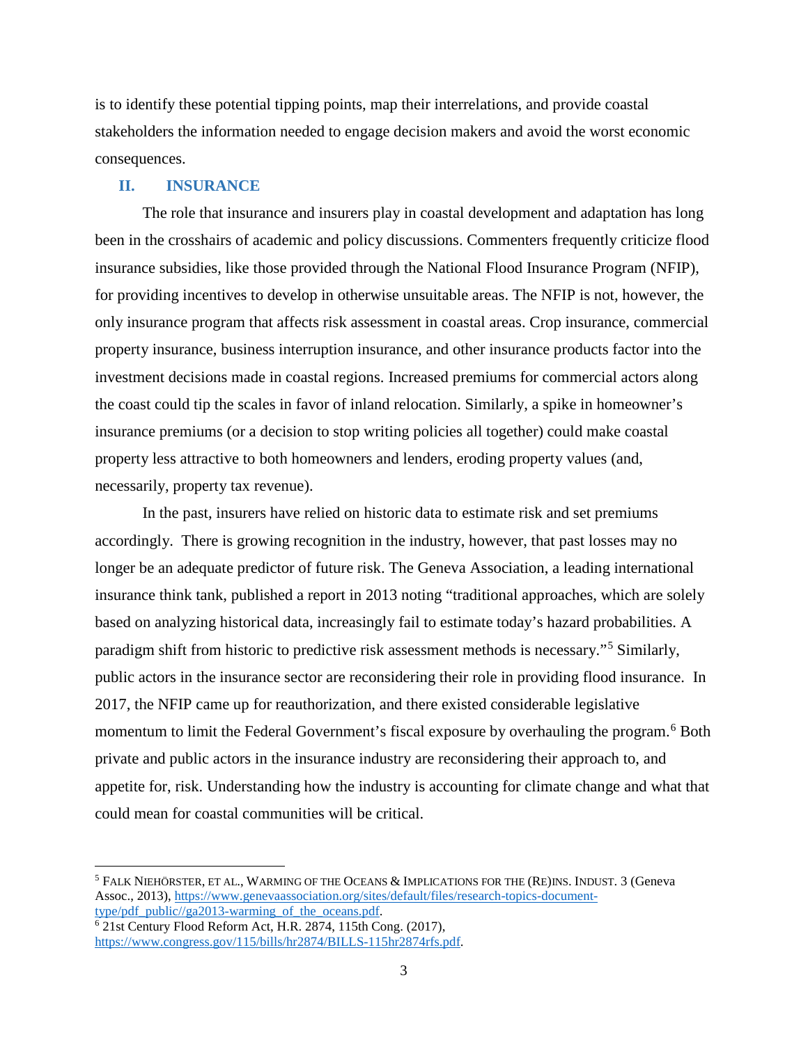is to identify these potential tipping points, map their interrelations, and provide coastal stakeholders the information needed to engage decision makers and avoid the worst economic consequences.

## II. INSURANCE

The role that insurance and insurers play in coastal development and adaptation has long been in the crosshairs of academic and policy discussions. Commenters frequently criticize flood insurance subsidies, like those provided through the National Flood Insurance Program (NFIP), for providing incentives to develop in otherwise unsuitable areas. The NFIP is not, however, the only insurance program that affects risk assessment in coastal areas. Crop insurance, commercial property insurance, business interruption insurance, and other insurance products factor into the investment decisions made in coastal regions. Increased premiums for commercial actors along the coast could tip the scales in favor of inland relocation. Similarly, a spike in homeowner's insurance premiums (or a decision to stop writing policies all together) could make coastal property less attractive to both homeowners and lenders, eroding property values (and, necessarily, property tax revenue).

In the past, insurers have relied on historic data to estimate risk and set premiums accordingly. There is growing recognition in the industry, however, that past losses may no longer be an adequate predictor of future risk. The Geneva Association, a leading international insurance think tank, published a report in 2013 noting "traditional approaches, which are solely based on analyzing historical data, increasingly fail to estimate today's hazard probabilities. A paradigm shift from historic to predictive risk assessment methods is necessary."[5] Similarly, public actors in the insurance sector are reconsidering their role in providing flood insurance. In 2017, the NFIP came up for reauthorization, and there existed considerable legislative momentum to limit the Federal Government's fiscal exposure by overhauling the program.[6] Both private and public actors in the insurance industry are reconsidering their approach to, and appetite for, risk. Understanding how the industry is accounting for climate change and what that could mean for coastal communities will be critical.

---

[5] FALK NIEHÖRSTER, ET AL., WARMING OF THE OCEANS & IMPLICATIONS FOR THE (RE)INS. INDUST. 3 (Geneva Assoc., 2013), https://www.genevaassociation.org/sites/default/files/research-topics-document-type/pdf_public//ga2013-warming_of_the_oceans.pdf.

[6] 21st Century Flood Reform Act, H.R. 2874, 115th Cong. (2017), https://www.congress.gov/115/bills/hr2874/BILLS-115hr2874rfs.pdf.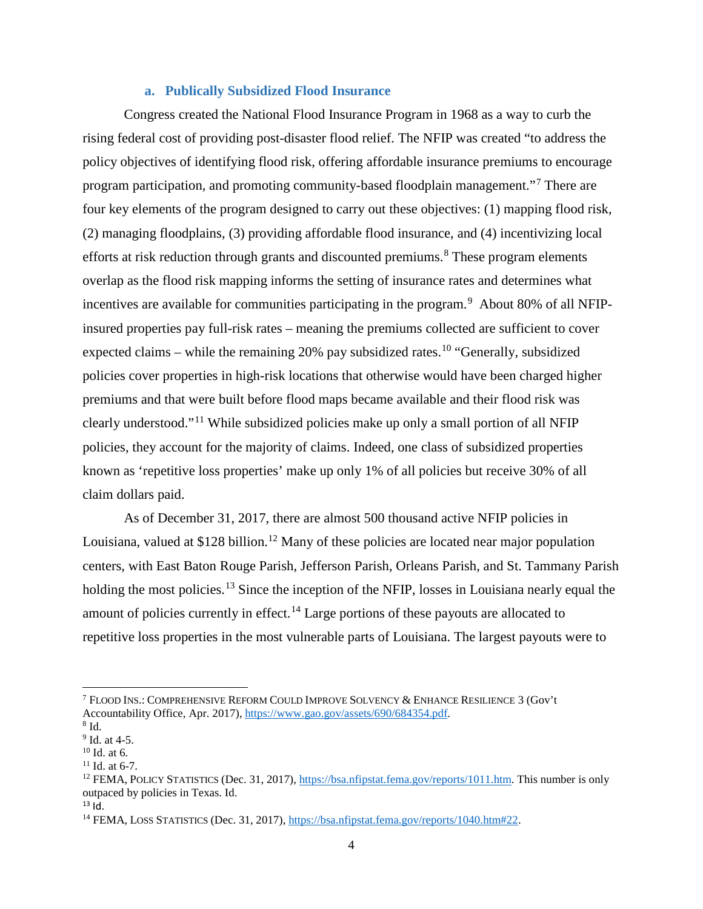### a. Publically Subsidized Flood Insurance

Congress created the National Flood Insurance Program in 1968 as a way to curb the rising federal cost of providing post-disaster flood relief. The NFIP was created "to address the policy objectives of identifying flood risk, offering affordable insurance premiums to encourage program participation, and promoting community-based floodplain management."[7] There are four key elements of the program designed to carry out these objectives: (1) mapping flood risk, (2) managing floodplains, (3) providing affordable flood insurance, and (4) incentivizing local efforts at risk reduction through grants and discounted premiums.[8] These program elements overlap as the flood risk mapping informs the setting of insurance rates and determines what incentives are available for communities participating in the program.[9] About 80% of all NFIP-insured properties pay full-risk rates – meaning the premiums collected are sufficient to cover expected claims – while the remaining 20% pay subsidized rates.[10] "Generally, subsidized policies cover properties in high-risk locations that otherwise would have been charged higher premiums and that were built before flood maps became available and their flood risk was clearly understood."[11] While subsidized policies make up only a small portion of all NFIP policies, they account for the majority of claims. Indeed, one class of subsidized properties known as 'repetitive loss properties' make up only 1% of all policies but receive 30% of all claim dollars paid.

As of December 31, 2017, there are almost 500 thousand active NFIP policies in Louisiana, valued at $128 billion.[12] Many of these policies are located near major population centers, with East Baton Rouge Parish, Jefferson Parish, Orleans Parish, and St. Tammany Parish holding the most policies.[13] Since the inception of the NFIP, losses in Louisiana nearly equal the amount of policies currently in effect.[14] Large portions of these payouts are allocated to repetitive loss properties in the most vulnerable parts of Louisiana. The largest payouts were to

---

[7] FLOOD INS.: COMPREHENSIVE REFORM COULD IMPROVE SOLVENCY & ENHANCE RESILIENCE 3 (Gov't Accountability Office, Apr. 2017), https://www.gao.gov/assets/690/684354.pdf.
[8] Id.
[9] Id. at 4-5.
[10] Id. at 6.
[11] Id. at 6-7.
[12] FEMA, POLICY STATISTICS (Dec. 31, 2017), https://bsa.nfipstat.fema.gov/reports/1011.htm. This number is only outpaced by policies in Texas. Id.
[13] Id.
[14] FEMA, LOSS STATISTICS (Dec. 31, 2017), https://bsa.nfipstat.fema.gov/reports/1040.htm#22.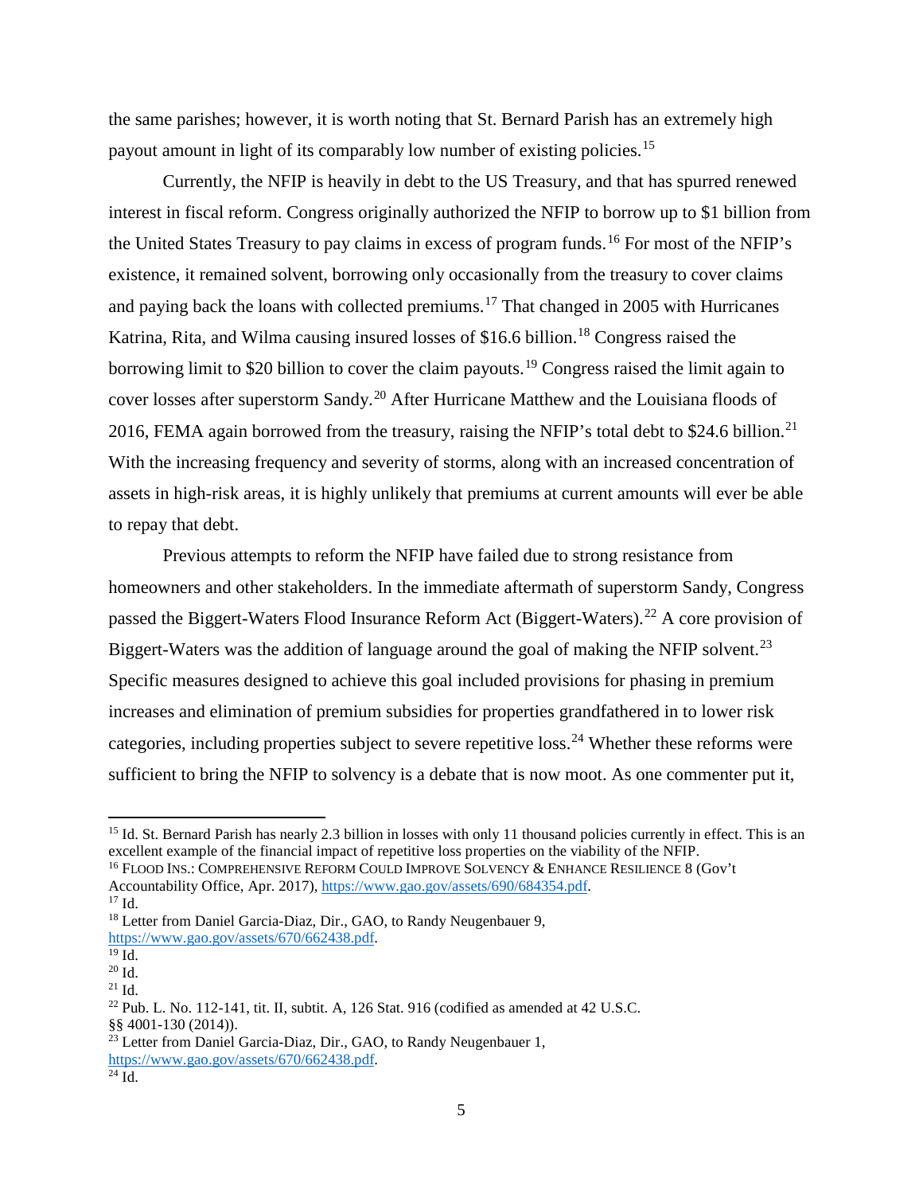the same parishes; however, it is worth noting that St. Bernard Parish has an extremely high payout amount in light of its comparably low number of existing policies.[15]

Currently, the NFIP is heavily in debt to the US Treasury, and that has spurred renewed interest in fiscal reform. Congress originally authorized the NFIP to borrow up to $1 billion from the United States Treasury to pay claims in excess of program funds.[16] For most of the NFIP's existence, it remained solvent, borrowing only occasionally from the treasury to cover claims and paying back the loans with collected premiums.[17] That changed in 2005 with Hurricanes Katrina, Rita, and Wilma causing insured losses of $16.6 billion.[18] Congress raised the borrowing limit to $20 billion to cover the claim payouts.[19] Congress raised the limit again to cover losses after superstorm Sandy.[20] After Hurricane Matthew and the Louisiana floods of 2016, FEMA again borrowed from the treasury, raising the NFIP's total debt to $24.6 billion.[21] With the increasing frequency and severity of storms, along with an increased concentration of assets in high-risk areas, it is highly unlikely that premiums at current amounts will ever be able to repay that debt.

Previous attempts to reform the NFIP have failed due to strong resistance from homeowners and other stakeholders. In the immediate aftermath of superstorm Sandy, Congress passed the Biggert-Waters Flood Insurance Reform Act (Biggert-Waters).[22] A core provision of Biggert-Waters was the addition of language around the goal of making the NFIP solvent.[23] Specific measures designed to achieve this goal included provisions for phasing in premium increases and elimination of premium subsidies for properties grandfathered in to lower risk categories, including properties subject to severe repetitive loss.[24] Whether these reforms were sufficient to bring the NFIP to solvency is a debate that is now moot. As one commenter put it,

---

[15] Id. St. Bernard Parish has nearly 2.3 billion in losses with only 11 thousand policies currently in effect. This is an excellent example of the financial impact of repetitive loss properties on the viability of the NFIP.

[16] FLOOD INS.: COMPREHENSIVE REFORM COULD IMPROVE SOLVENCY & ENHANCE RESILIENCE 8 (Gov't Accountability Office, Apr. 2017), https://www.gao.gov/assets/690/684354.pdf.

[17] Id.

[18] Letter from Daniel Garcia-Diaz, Dir., GAO, to Randy Neugenbauer 9, https://www.gao.gov/assets/670/662438.pdf.

[19] Id.

[20] Id.

[21] Id.

[22] Pub. L. No. 112-141, tit. II, subtit. A, 126 Stat. 916 (codified as amended at 42 U.S.C. §§ 4001-130 (2014)).

[23] Letter from Daniel Garcia-Diaz, Dir., GAO, to Randy Neugenbauer 1, https://www.gao.gov/assets/670/662438.pdf.

[24] Id.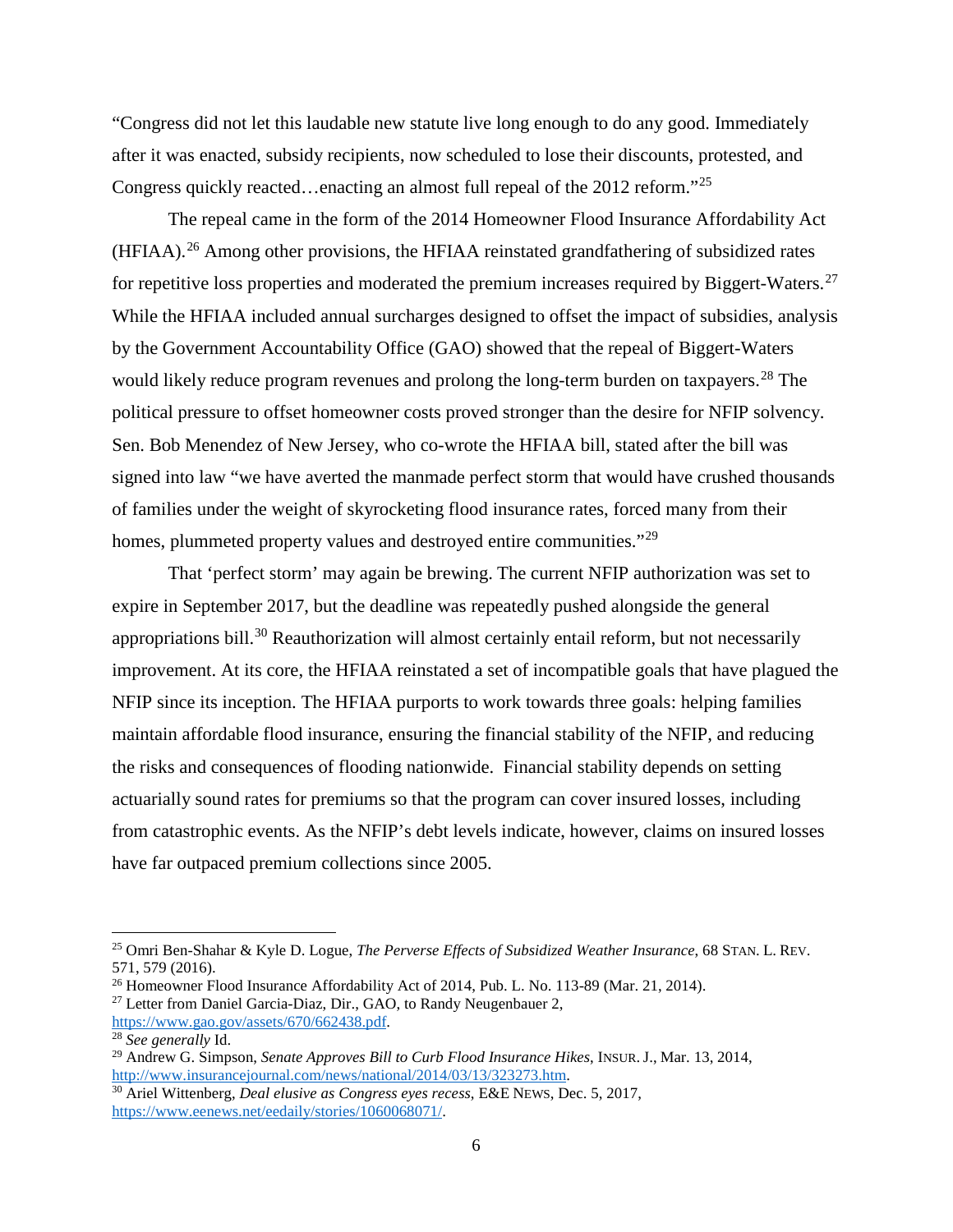"Congress did not let this laudable new statute live long enough to do any good. Immediately after it was enacted, subsidy recipients, now scheduled to lose their discounts, protested, and Congress quickly reacted…enacting an almost full repeal of the 2012 reform."[25]

The repeal came in the form of the 2014 Homeowner Flood Insurance Affordability Act (HFIAA).[26] Among other provisions, the HFIAA reinstated grandfathering of subsidized rates for repetitive loss properties and moderated the premium increases required by Biggert-Waters.[27] While the HFIAA included annual surcharges designed to offset the impact of subsidies, analysis by the Government Accountability Office (GAO) showed that the repeal of Biggert-Waters would likely reduce program revenues and prolong the long-term burden on taxpayers.[28] The political pressure to offset homeowner costs proved stronger than the desire for NFIP solvency. Sen. Bob Menendez of New Jersey, who co-wrote the HFIAA bill, stated after the bill was signed into law "we have averted the manmade perfect storm that would have crushed thousands of families under the weight of skyrocketing flood insurance rates, forced many from their homes, plummeted property values and destroyed entire communities."[29]

That 'perfect storm' may again be brewing. The current NFIP authorization was set to expire in September 2017, but the deadline was repeatedly pushed alongside the general appropriations bill.[30] Reauthorization will almost certainly entail reform, but not necessarily improvement. At its core, the HFIAA reinstated a set of incompatible goals that have plagued the NFIP since its inception. The HFIAA purports to work towards three goals: helping families maintain affordable flood insurance, ensuring the financial stability of the NFIP, and reducing the risks and consequences of flooding nationwide. Financial stability depends on setting actuarially sound rates for premiums so that the program can cover insured losses, including from catastrophic events. As the NFIP's debt levels indicate, however, claims on insured losses have far outpaced premium collections since 2005.

---

[25] Omri Ben-Shahar & Kyle D. Logue, *The Perverse Effects of Subsidized Weather Insurance*, 68 STAN. L. REV. 571, 579 (2016).

[26] Homeowner Flood Insurance Affordability Act of 2014, Pub. L. No. 113-89 (Mar. 21, 2014).

[27] Letter from Daniel Garcia-Diaz, Dir., GAO, to Randy Neugenbauer 2, https://www.gao.gov/assets/670/662438.pdf.

[28] *See generally* Id.

[29] Andrew G. Simpson, *Senate Approves Bill to Curb Flood Insurance Hikes*, INSUR. J., Mar. 13, 2014, http://www.insurancejournal.com/news/national/2014/03/13/323273.htm.

[30] Ariel Wittenberg, *Deal elusive as Congress eyes recess*, E&E NEWS, Dec. 5, 2017, https://www.eenews.net/eedaily/stories/1060068071/.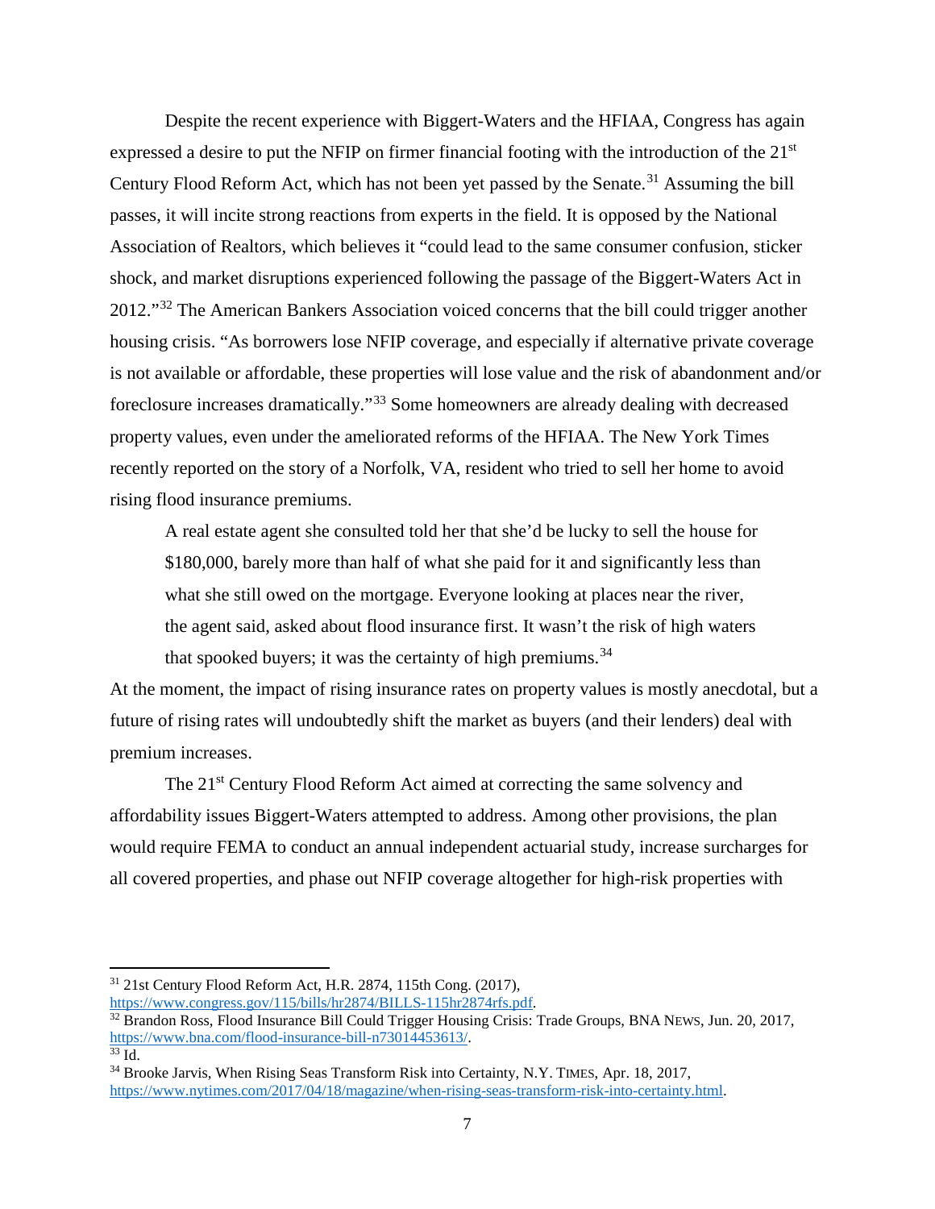Despite the recent experience with Biggert-Waters and the HFIAA, Congress has again expressed a desire to put the NFIP on firmer financial footing with the introduction of the 21st Century Flood Reform Act, which has not been yet passed by the Senate.[31] Assuming the bill passes, it will incite strong reactions from experts in the field. It is opposed by the National Association of Realtors, which believes it "could lead to the same consumer confusion, sticker shock, and market disruptions experienced following the passage of the Biggert-Waters Act in 2012."[32] The American Bankers Association voiced concerns that the bill could trigger another housing crisis. "As borrowers lose NFIP coverage, and especially if alternative private coverage is not available or affordable, these properties will lose value and the risk of abandonment and/or foreclosure increases dramatically."[33] Some homeowners are already dealing with decreased property values, even under the ameliorated reforms of the HFIAA. The New York Times recently reported on the story of a Norfolk, VA, resident who tried to sell her home to avoid rising flood insurance premiums.

> A real estate agent she consulted told her that she'd be lucky to sell the house for $180,000, barely more than half of what she paid for it and significantly less than what she still owed on the mortgage. Everyone looking at places near the river, the agent said, asked about flood insurance first. It wasn't the risk of high waters that spooked buyers; it was the certainty of high premiums.[34]

At the moment, the impact of rising insurance rates on property values is mostly anecdotal, but a future of rising rates will undoubtedly shift the market as buyers (and their lenders) deal with premium increases.

The 21st Century Flood Reform Act aimed at correcting the same solvency and affordability issues Biggert-Waters attempted to address. Among other provisions, the plan would require FEMA to conduct an annual independent actuarial study, increase surcharges for all covered properties, and phase out NFIP coverage altogether for high-risk properties with

---

[31] 21st Century Flood Reform Act, H.R. 2874, 115th Cong. (2017), https://www.congress.gov/115/bills/hr2874/BILLS-115hr2874rfs.pdf.

[32] Brandon Ross, Flood Insurance Bill Could Trigger Housing Crisis: Trade Groups, BNA NEWS, Jun. 20, 2017, https://www.bna.com/flood-insurance-bill-n73014453613/.

[33] Id.

[34] Brooke Jarvis, When Rising Seas Transform Risk into Certainty, N.Y. TIMES, Apr. 18, 2017, https://www.nytimes.com/2017/04/18/magazine/when-rising-seas-transform-risk-into-certainty.html.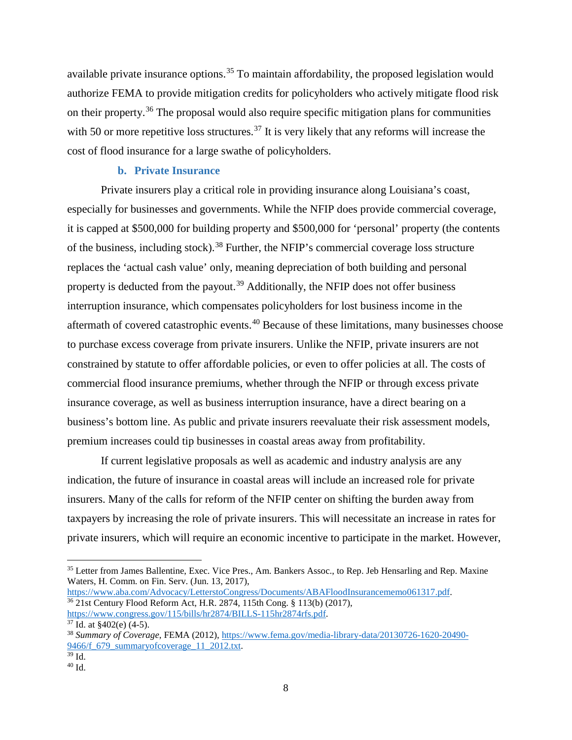available private insurance options.[35] To maintain affordability, the proposed legislation would authorize FEMA to provide mitigation credits for policyholders who actively mitigate flood risk on their property.[36] The proposal would also require specific mitigation plans for communities with 50 or more repetitive loss structures.[37] It is very likely that any reforms will increase the cost of flood insurance for a large swathe of policyholders.

### b. Private Insurance

Private insurers play a critical role in providing insurance along Louisiana's coast, especially for businesses and governments. While the NFIP does provide commercial coverage, it is capped at $500,000 for building property and $500,000 for 'personal' property (the contents of the business, including stock).[38] Further, the NFIP's commercial coverage loss structure replaces the 'actual cash value' only, meaning depreciation of both building and personal property is deducted from the payout.[39] Additionally, the NFIP does not offer business interruption insurance, which compensates policyholders for lost business income in the aftermath of covered catastrophic events.[40] Because of these limitations, many businesses choose to purchase excess coverage from private insurers. Unlike the NFIP, private insurers are not constrained by statute to offer affordable policies, or even to offer policies at all. The costs of commercial flood insurance premiums, whether through the NFIP or through excess private insurance coverage, as well as business interruption insurance, have a direct bearing on a business's bottom line. As public and private insurers reevaluate their risk assessment models, premium increases could tip businesses in coastal areas away from profitability.

If current legislative proposals as well as academic and industry analysis are any indication, the future of insurance in coastal areas will include an increased role for private insurers. Many of the calls for reform of the NFIP center on shifting the burden away from taxpayers by increasing the role of private insurers. This will necessitate an increase in rates for private insurers, which will require an economic incentive to participate in the market. However,

---

[35] Letter from James Ballentine, Exec. Vice Pres., Am. Bankers Assoc., to Rep. Jeb Hensarling and Rep. Maxine Waters, H. Comm. on Fin. Serv. (Jun. 13, 2017), https://www.aba.com/Advocacy/LetterstoCongress/Documents/ABAFloodInsurancememo061317.pdf.

[36] 21st Century Flood Reform Act, H.R. 2874, 115th Cong. § 113(b) (2017), https://www.congress.gov/115/bills/hr2874/BILLS-115hr2874rfs.pdf.

[37] Id. at §402(e) (4-5).

[38] *Summary of Coverage*, FEMA (2012), https://www.fema.gov/media-library-data/20130726-1620-20490-9466/f_679_summaryofcoverage_11_2012.txt.

[39] Id.

[40] Id.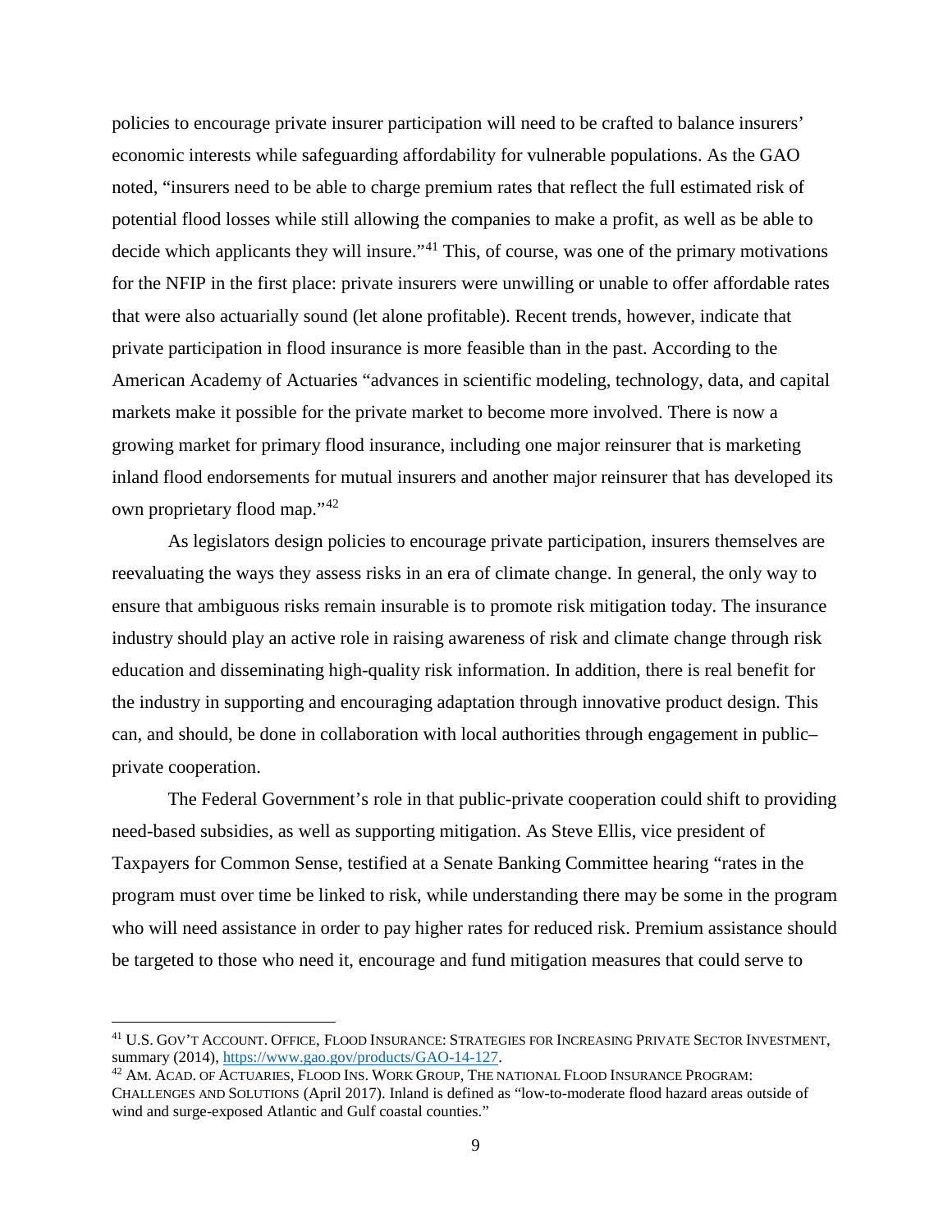policies to encourage private insurer participation will need to be crafted to balance insurers' economic interests while safeguarding affordability for vulnerable populations. As the GAO noted, "insurers need to be able to charge premium rates that reflect the full estimated risk of potential flood losses while still allowing the companies to make a profit, as well as be able to decide which applicants they will insure."[41] This, of course, was one of the primary motivations for the NFIP in the first place: private insurers were unwilling or unable to offer affordable rates that were also actuarially sound (let alone profitable). Recent trends, however, indicate that private participation in flood insurance is more feasible than in the past. According to the American Academy of Actuaries "advances in scientific modeling, technology, data, and capital markets make it possible for the private market to become more involved. There is now a growing market for primary flood insurance, including one major reinsurer that is marketing inland flood endorsements for mutual insurers and another major reinsurer that has developed its own proprietary flood map."[42]

As legislators design policies to encourage private participation, insurers themselves are reevaluating the ways they assess risks in an era of climate change. In general, the only way to ensure that ambiguous risks remain insurable is to promote risk mitigation today. The insurance industry should play an active role in raising awareness of risk and climate change through risk education and disseminating high-quality risk information. In addition, there is real benefit for the industry in supporting and encouraging adaptation through innovative product design. This can, and should, be done in collaboration with local authorities through engagement in public–private cooperation.

The Federal Government's role in that public-private cooperation could shift to providing need-based subsidies, as well as supporting mitigation. As Steve Ellis, vice president of Taxpayers for Common Sense, testified at a Senate Banking Committee hearing "rates in the program must over time be linked to risk, while understanding there may be some in the program who will need assistance in order to pay higher rates for reduced risk. Premium assistance should be targeted to those who need it, encourage and fund mitigation measures that could serve to

---

[41] U.S. GOV'T ACCOUNT. OFFICE, FLOOD INSURANCE: STRATEGIES FOR INCREASING PRIVATE SECTOR INVESTMENT, summary (2014), https://www.gao.gov/products/GAO-14-127.

[42] AM. ACAD. OF ACTUARIES, FLOOD INS. WORK GROUP, THE NATIONAL FLOOD INSURANCE PROGRAM: CHALLENGES AND SOLUTIONS (April 2017). Inland is defined as "low-to-moderate flood hazard areas outside of wind and surge-exposed Atlantic and Gulf coastal counties."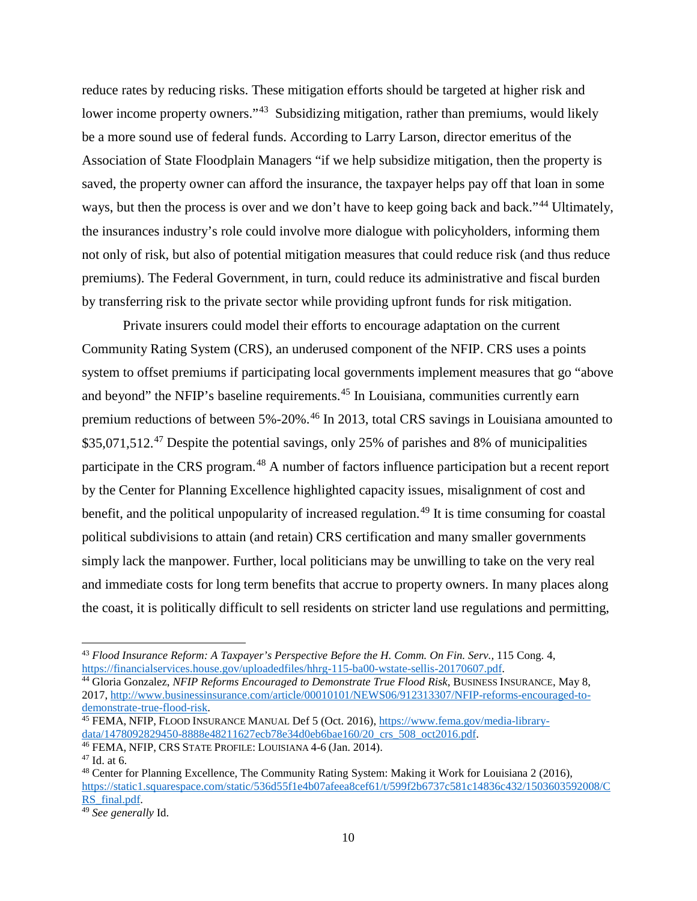reduce rates by reducing risks. These mitigation efforts should be targeted at higher risk and lower income property owners."[43] Subsidizing mitigation, rather than premiums, would likely be a more sound use of federal funds. According to Larry Larson, director emeritus of the Association of State Floodplain Managers "if we help subsidize mitigation, then the property is saved, the property owner can afford the insurance, the taxpayer helps pay off that loan in some ways, but then the process is over and we don't have to keep going back and back."[44] Ultimately, the insurances industry's role could involve more dialogue with policyholders, informing them not only of risk, but also of potential mitigation measures that could reduce risk (and thus reduce premiums). The Federal Government, in turn, could reduce its administrative and fiscal burden by transferring risk to the private sector while providing upfront funds for risk mitigation.

Private insurers could model their efforts to encourage adaptation on the current Community Rating System (CRS), an underused component of the NFIP. CRS uses a points system to offset premiums if participating local governments implement measures that go "above and beyond" the NFIP's baseline requirements.[45] In Louisiana, communities currently earn premium reductions of between 5%-20%.[46] In 2013, total CRS savings in Louisiana amounted to $35,071,512.[47] Despite the potential savings, only 25% of parishes and 8% of municipalities participate in the CRS program.[48] A number of factors influence participation but a recent report by the Center for Planning Excellence highlighted capacity issues, misalignment of cost and benefit, and the political unpopularity of increased regulation.[49] It is time consuming for coastal political subdivisions to attain (and retain) CRS certification and many smaller governments simply lack the manpower. Further, local politicians may be unwilling to take on the very real and immediate costs for long term benefits that accrue to property owners. In many places along the coast, it is politically difficult to sell residents on stricter land use regulations and permitting,

---

[43] *Flood Insurance Reform: A Taxpayer's Perspective Before the H. Comm. On Fin. Serv.,* 115 Cong. 4, https://financialservices.house.gov/uploadedfiles/hhrg-115-ba00-wstate-sellis-20170607.pdf.

[44] Gloria Gonzalez, *NFIP Reforms Encouraged to Demonstrate True Flood Risk*, BUSINESS INSURANCE, May 8, 2017, http://www.businessinsurance.com/article/00010101/NEWS06/912313307/NFIP-reforms-encouraged-to-demonstrate-true-flood-risk.

[45] FEMA, NFIP, FLOOD INSURANCE MANUAL Def 5 (Oct. 2016), https://www.fema.gov/media-library-data/1478092829450-8888e48211627ecb78e34d0eb6bae160/20_crs_508_oct2016.pdf.

[46] FEMA, NFIP, CRS STATE PROFILE: LOUISIANA 4-6 (Jan. 2014).

[47] Id. at 6.

[48] Center for Planning Excellence, The Community Rating System: Making it Work for Louisiana 2 (2016), https://static1.squarespace.com/static/536d55f1e4b07afeea8cef61/t/599f2b6737c581c14836c432/1503603592008/CRS_final.pdf.

[49] *See generally* Id.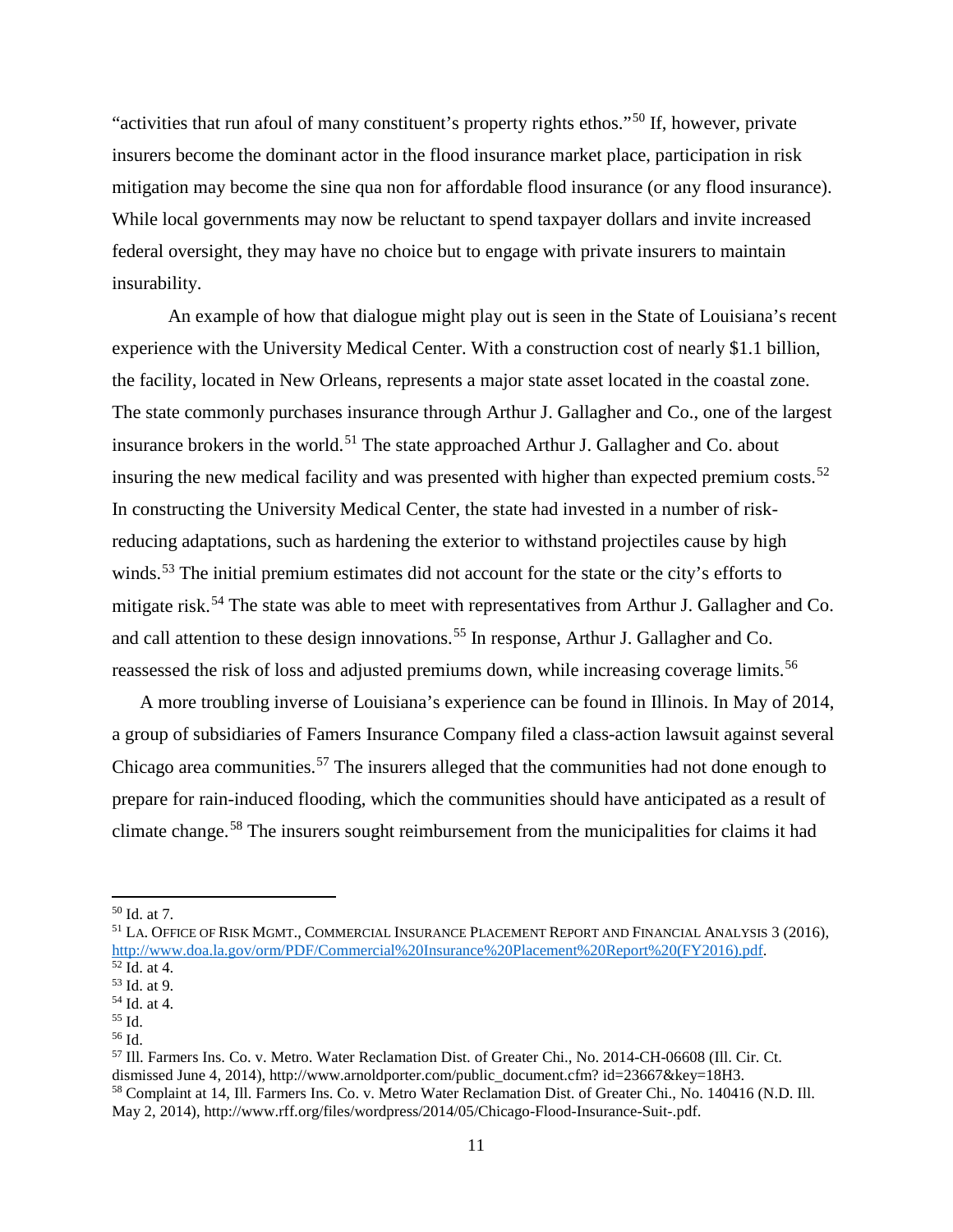"activities that run afoul of many constituent's property rights ethos."[50] If, however, private insurers become the dominant actor in the flood insurance market place, participation in risk mitigation may become the sine qua non for affordable flood insurance (or any flood insurance). While local governments may now be reluctant to spend taxpayer dollars and invite increased federal oversight, they may have no choice but to engage with private insurers to maintain insurability.

An example of how that dialogue might play out is seen in the State of Louisiana's recent experience with the University Medical Center. With a construction cost of nearly $1.1 billion, the facility, located in New Orleans, represents a major state asset located in the coastal zone. The state commonly purchases insurance through Arthur J. Gallagher and Co., one of the largest insurance brokers in the world.[51] The state approached Arthur J. Gallagher and Co. about insuring the new medical facility and was presented with higher than expected premium costs.[52] In constructing the University Medical Center, the state had invested in a number of risk-reducing adaptations, such as hardening the exterior to withstand projectiles cause by high winds.[53] The initial premium estimates did not account for the state or the city's efforts to mitigate risk.[54] The state was able to meet with representatives from Arthur J. Gallagher and Co. and call attention to these design innovations.[55] In response, Arthur J. Gallagher and Co. reassessed the risk of loss and adjusted premiums down, while increasing coverage limits.[56]

A more troubling inverse of Louisiana's experience can be found in Illinois. In May of 2014, a group of subsidiaries of Famers Insurance Company filed a class-action lawsuit against several Chicago area communities.[57] The insurers alleged that the communities had not done enough to prepare for rain-induced flooding, which the communities should have anticipated as a result of climate change.[58] The insurers sought reimbursement from the municipalities for claims it had

---

[50] Id. at 7.

[51] LA. OFFICE OF RISK MGMT., COMMERCIAL INSURANCE PLACEMENT REPORT AND FINANCIAL ANALYSIS 3 (2016), http://www.doa.la.gov/orm/PDF/Commercial%20Insurance%20Placement%20Report%20(FY2016).pdf.

[52] Id. at 4.

[53] Id. at 9.

[54] Id. at 4.

[55] Id.

[56] Id.

[57] Ill. Farmers Ins. Co. v. Metro. Water Reclamation Dist. of Greater Chi., No. 2014-CH-06608 (Ill. Cir. Ct. dismissed June 4, 2014), http://www.arnoldporter.com/public_document.cfm? id=23667&key=18H3.

[58] Complaint at 14, Ill. Farmers Ins. Co. v. Metro Water Reclamation Dist. of Greater Chi., No. 140416 (N.D. Ill. May 2, 2014), http://www.rff.org/files/wordpress/2014/05/Chicago-Flood-Insurance-Suit-.pdf.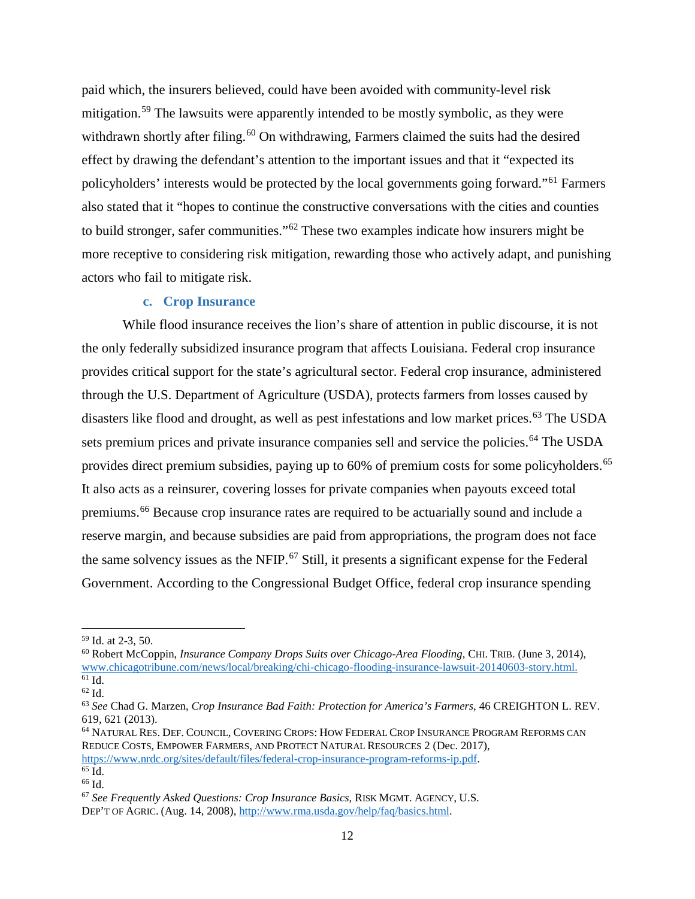paid which, the insurers believed, could have been avoided with community-level risk mitigation.[59] The lawsuits were apparently intended to be mostly symbolic, as they were withdrawn shortly after filing.[60] On withdrawing, Farmers claimed the suits had the desired effect by drawing the defendant's attention to the important issues and that it "expected its policyholders' interests would be protected by the local governments going forward."[61] Farmers also stated that it "hopes to continue the constructive conversations with the cities and counties to build stronger, safer communities."[62] These two examples indicate how insurers might be more receptive to considering risk mitigation, rewarding those who actively adapt, and punishing actors who fail to mitigate risk.

### c. Crop Insurance

While flood insurance receives the lion's share of attention in public discourse, it is not the only federally subsidized insurance program that affects Louisiana. Federal crop insurance provides critical support for the state's agricultural sector. Federal crop insurance, administered through the U.S. Department of Agriculture (USDA), protects farmers from losses caused by disasters like flood and drought, as well as pest infestations and low market prices.[63] The USDA sets premium prices and private insurance companies sell and service the policies.[64] The USDA provides direct premium subsidies, paying up to 60% of premium costs for some policyholders.[65] It also acts as a reinsurer, covering losses for private companies when payouts exceed total premiums.[66] Because crop insurance rates are required to be actuarially sound and include a reserve margin, and because subsidies are paid from appropriations, the program does not face the same solvency issues as the NFIP.[67] Still, it presents a significant expense for the Federal Government. According to the Congressional Budget Office, federal crop insurance spending

---

[59] Id. at 2-3, 50.

[60] Robert McCoppin, *Insurance Company Drops Suits over Chicago-Area Flooding*, CHI. TRIB. (June 3, 2014), www.chicagotribune.com/news/local/breaking/chi-chicago-flooding-insurance-lawsuit-20140603-story.html.

[61] Id.

[62] Id.

[63] *See* Chad G. Marzen, *Crop Insurance Bad Faith: Protection for America's Farmers,* 46 CREIGHTON L. REV. 619, 621 (2013).

[64] NATURAL RES. DEF. COUNCIL, COVERING CROPS: HOW FEDERAL CROP INSURANCE PROGRAM REFORMS CAN REDUCE COSTS, EMPOWER FARMERS, AND PROTECT NATURAL RESOURCES 2 (Dec. 2017), https://www.nrdc.org/sites/default/files/federal-crop-insurance-program-reforms-ip.pdf.

[65] Id.

[66] Id.

[67] *See Frequently Asked Questions: Crop Insurance Basics*, RISK MGMT. AGENCY, U.S. DEP'T OF AGRIC. (Aug. 14, 2008), http://www.rma.usda.gov/help/faq/basics.html.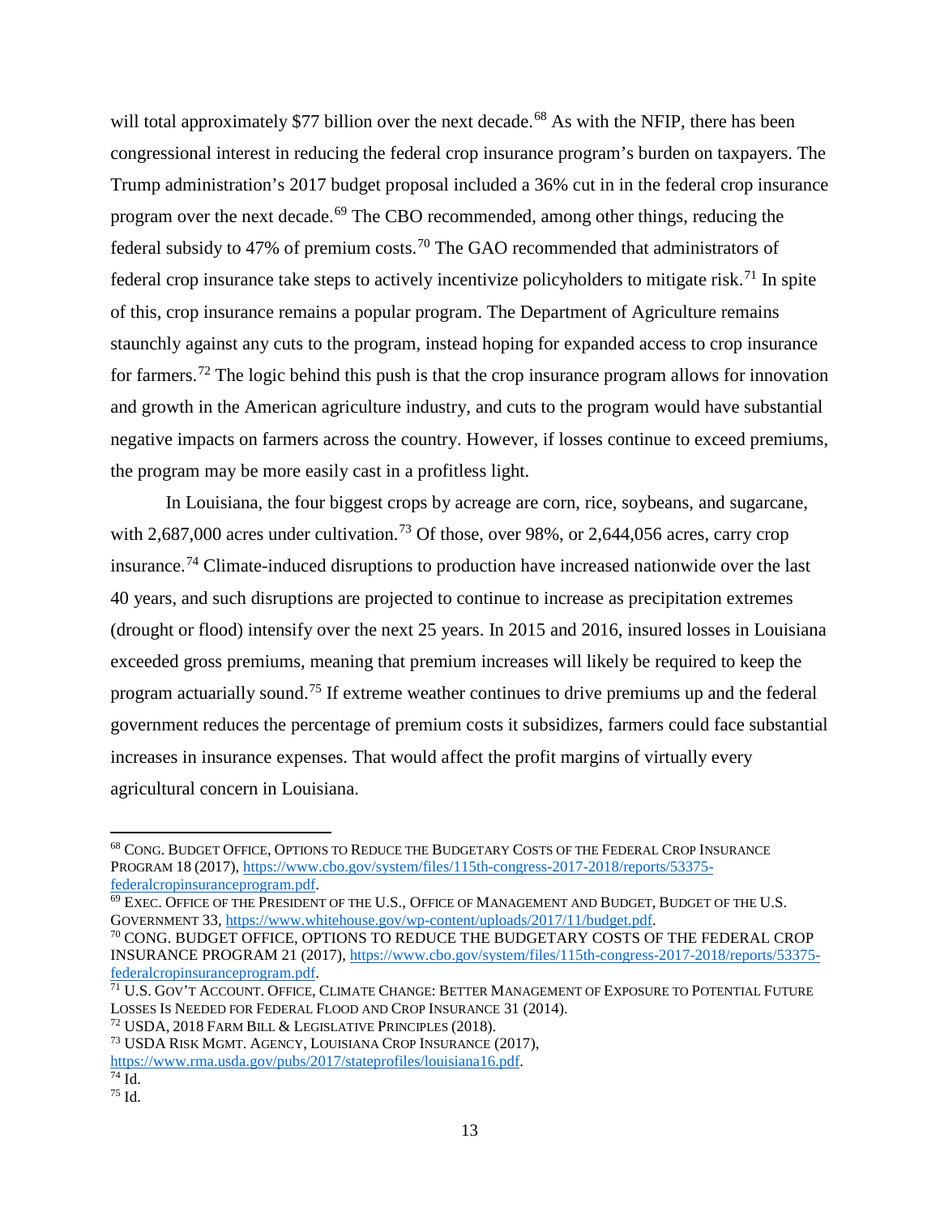will total approximately $77 billion over the next decade.[68] As with the NFIP, there has been congressional interest in reducing the federal crop insurance program's burden on taxpayers. The Trump administration's 2017 budget proposal included a 36% cut in in the federal crop insurance program over the next decade.[69] The CBO recommended, among other things, reducing the federal subsidy to 47% of premium costs.[70] The GAO recommended that administrators of federal crop insurance take steps to actively incentivize policyholders to mitigate risk.[71] In spite of this, crop insurance remains a popular program. The Department of Agriculture remains staunchly against any cuts to the program, instead hoping for expanded access to crop insurance for farmers.[72] The logic behind this push is that the crop insurance program allows for innovation and growth in the American agriculture industry, and cuts to the program would have substantial negative impacts on farmers across the country. However, if losses continue to exceed premiums, the program may be more easily cast in a profitless light.

In Louisiana, the four biggest crops by acreage are corn, rice, soybeans, and sugarcane, with 2,687,000 acres under cultivation.[73] Of those, over 98%, or 2,644,056 acres, carry crop insurance.[74] Climate-induced disruptions to production have increased nationwide over the last 40 years, and such disruptions are projected to continue to increase as precipitation extremes (drought or flood) intensify over the next 25 years. In 2015 and 2016, insured losses in Louisiana exceeded gross premiums, meaning that premium increases will likely be required to keep the program actuarially sound.[75] If extreme weather continues to drive premiums up and the federal government reduces the percentage of premium costs it subsidizes, farmers could face substantial increases in insurance expenses. That would affect the profit margins of virtually every agricultural concern in Louisiana.

---

[68] CONG. BUDGET OFFICE, OPTIONS TO REDUCE THE BUDGETARY COSTS OF THE FEDERAL CROP INSURANCE PROGRAM 18 (2017), https://www.cbo.gov/system/files/115th-congress-2017-2018/reports/53375-federalcropinsuranceprogram.pdf.

[69] EXEC. OFFICE OF THE PRESIDENT OF THE U.S., OFFICE OF MANAGEMENT AND BUDGET, BUDGET OF THE U.S. GOVERNMENT 33, https://www.whitehouse.gov/wp-content/uploads/2017/11/budget.pdf.

[70] CONG. BUDGET OFFICE, OPTIONS TO REDUCE THE BUDGETARY COSTS OF THE FEDERAL CROP INSURANCE PROGRAM 21 (2017), https://www.cbo.gov/system/files/115th-congress-2017-2018/reports/53375-federalcropinsuranceprogram.pdf.

[71] U.S. GOV'T ACCOUNT. OFFICE, CLIMATE CHANGE: BETTER MANAGEMENT OF EXPOSURE TO POTENTIAL FUTURE LOSSES IS NEEDED FOR FEDERAL FLOOD AND CROP INSURANCE 31 (2014).

[72] USDA, 2018 FARM BILL & LEGISLATIVE PRINCIPLES (2018).

[73] USDA RISK MGMT. AGENCY, LOUISIANA CROP INSURANCE (2017), https://www.rma.usda.gov/pubs/2017/stateprofiles/louisiana16.pdf.

[74] Id.

[75] Id.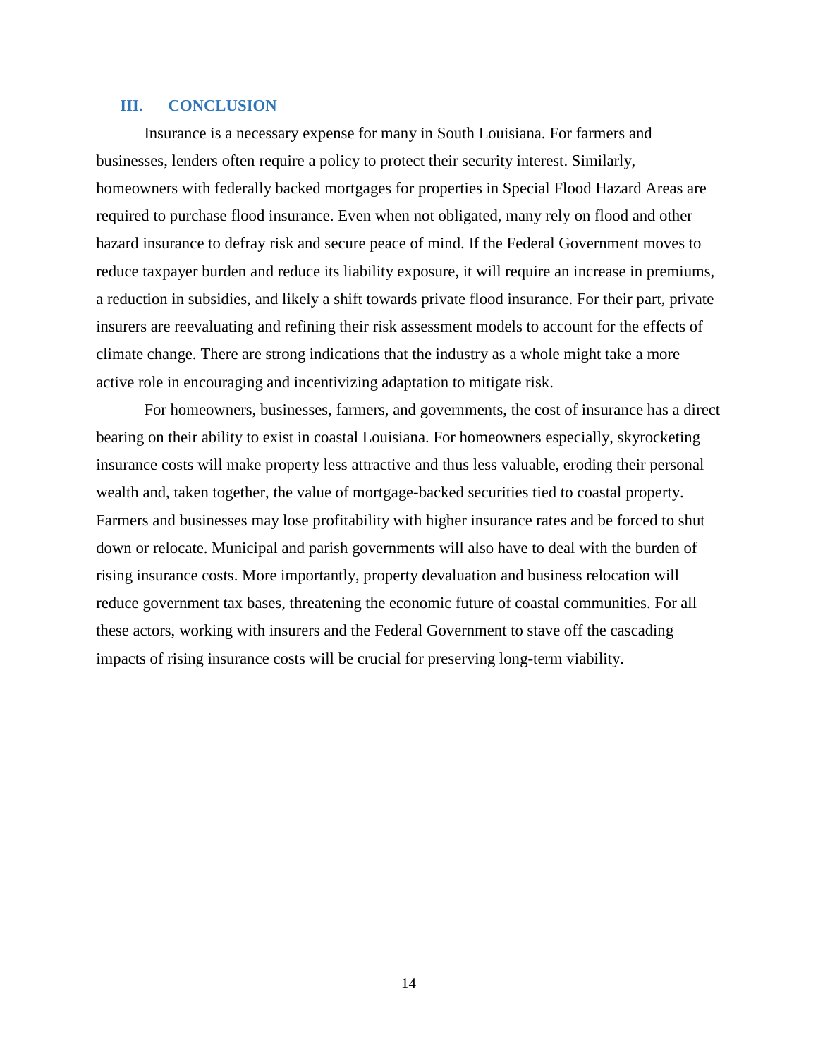## III. CONCLUSION

Insurance is a necessary expense for many in South Louisiana. For farmers and businesses, lenders often require a policy to protect their security interest. Similarly, homeowners with federally backed mortgages for properties in Special Flood Hazard Areas are required to purchase flood insurance. Even when not obligated, many rely on flood and other hazard insurance to defray risk and secure peace of mind. If the Federal Government moves to reduce taxpayer burden and reduce its liability exposure, it will require an increase in premiums, a reduction in subsidies, and likely a shift towards private flood insurance. For their part, private insurers are reevaluating and refining their risk assessment models to account for the effects of climate change. There are strong indications that the industry as a whole might take a more active role in encouraging and incentivizing adaptation to mitigate risk.

For homeowners, businesses, farmers, and governments, the cost of insurance has a direct bearing on their ability to exist in coastal Louisiana. For homeowners especially, skyrocketing insurance costs will make property less attractive and thus less valuable, eroding their personal wealth and, taken together, the value of mortgage-backed securities tied to coastal property. Farmers and businesses may lose profitability with higher insurance rates and be forced to shut down or relocate. Municipal and parish governments will also have to deal with the burden of rising insurance costs. More importantly, property devaluation and business relocation will reduce government tax bases, threatening the economic future of coastal communities. For all these actors, working with insurers and the Federal Government to stave off the cascading impacts of rising insurance costs will be crucial for preserving long-term viability.